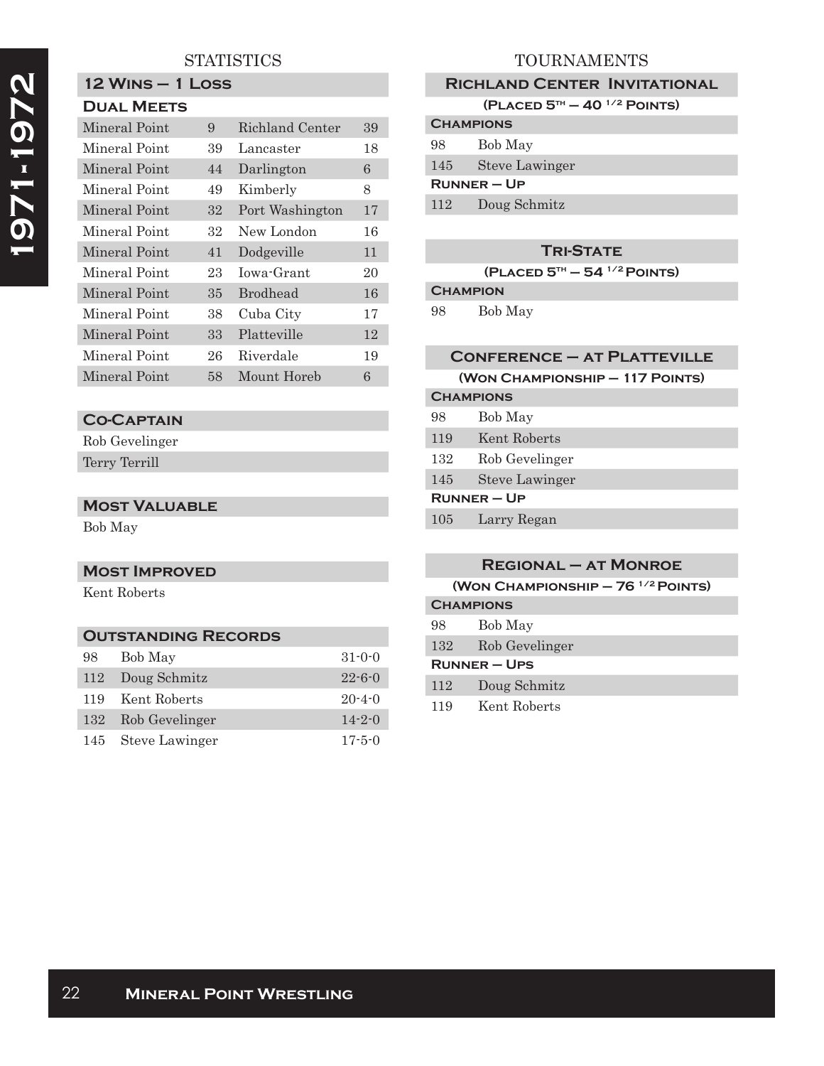# 1971-1972

## STATISTICS

### 12 Wins – 1 Loss

### Dual Meets

| | | | |
|---|---|---|---|
| Mineral Point | 9 | Richland Center | 39 |
| Mineral Point | 39 | Lancaster | 18 |
| Mineral Point | 44 | Darlington | 6 |
| Mineral Point | 49 | Kimberly | 8 |
| Mineral Point | 32 | Port Washington | 17 |
| Mineral Point | 32 | New London | 16 |
| Mineral Point | 41 | Dodgeville | 11 |
| Mineral Point | 23 | Iowa-Grant | 20 |
| Mineral Point | 35 | Brodhead | 16 |
| Mineral Point | 38 | Cuba City | 17 |
| Mineral Point | 33 | Platteville | 12 |
| Mineral Point | 26 | Riverdale | 19 |
| Mineral Point | 58 | Mount Horeb | 6 |

### Co-Captain

Rob Gevelinger

Terry Terrill

### Most Valuable

Bob May

### Most Improved

Kent Roberts

### Outstanding Records

| | | |
|---|---|---|
| 98 | Bob May | 31-0-0 |
| 112 | Doug Schmitz | 22-6-0 |
| 119 | Kent Roberts | 20-4-0 |
| 132 | Rob Gevelinger | 14-2-0 |
| 145 | Steve Lawinger | 17-5-0 |

## TOURNAMENTS

### Richland Center Invitational

**(Placed 5th – 40 1/2 Points)**

**Champions**

| | |
|---|---|
| 98 | Bob May |
| 145 | Steve Lawinger |

**Runner – Up**

| | |
|---|---|
| 112 | Doug Schmitz |

### Tri-State

**(Placed 5th – 54 1/2 Points)**

**Champion**

| | |
|---|---|
| 98 | Bob May |

### Conference – at Platteville

**(Won Championship – 117 Points)**

**Champions**

| | |
|---|---|
| 98 | Bob May |
| 119 | Kent Roberts |
| 132 | Rob Gevelinger |
| 145 | Steve Lawinger |

**Runner – Up**

| | |
|---|---|
| 105 | Larry Regan |

### Regional – at Monroe

**(Won Championship – 76 1/2 Points)**

**Champions**

| | |
|---|---|
| 98 | Bob May |
| 132 | Rob Gevelinger |

**Runner – Ups**

| | |
|---|---|
| 112 | Doug Schmitz |
| 119 | Kent Roberts |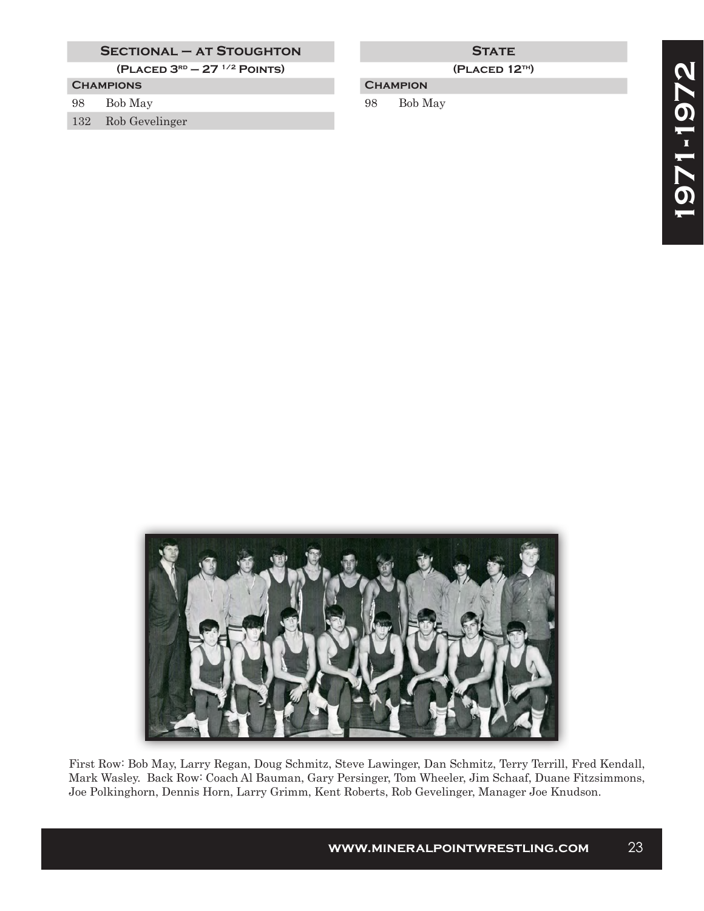## Sectional – at Stoughton

**(Placed 3rd – 27 1/2 Points)**

| Champions | |
|---|---|
| 98 | Bob May |
| 132 | Rob Gevelinger |

## State

**(Placed 12th)**

| Champion | |
|---|---|
| 98 | Bob May |

1971-1972

First Row: Bob May, Larry Regan, Doug Schmitz, Steve Lawinger, Dan Schmitz, Terry Terrill, Fred Kendall, Mark Wasley. Back Row: Coach Al Bauman, Gary Persinger, Tom Wheeler, Jim Schaaf, Duane Fitzsimmons, Joe Polkinghorn, Dennis Horn, Larry Grimm, Kent Roberts, Rob Gevelinger, Manager Joe Knudson.